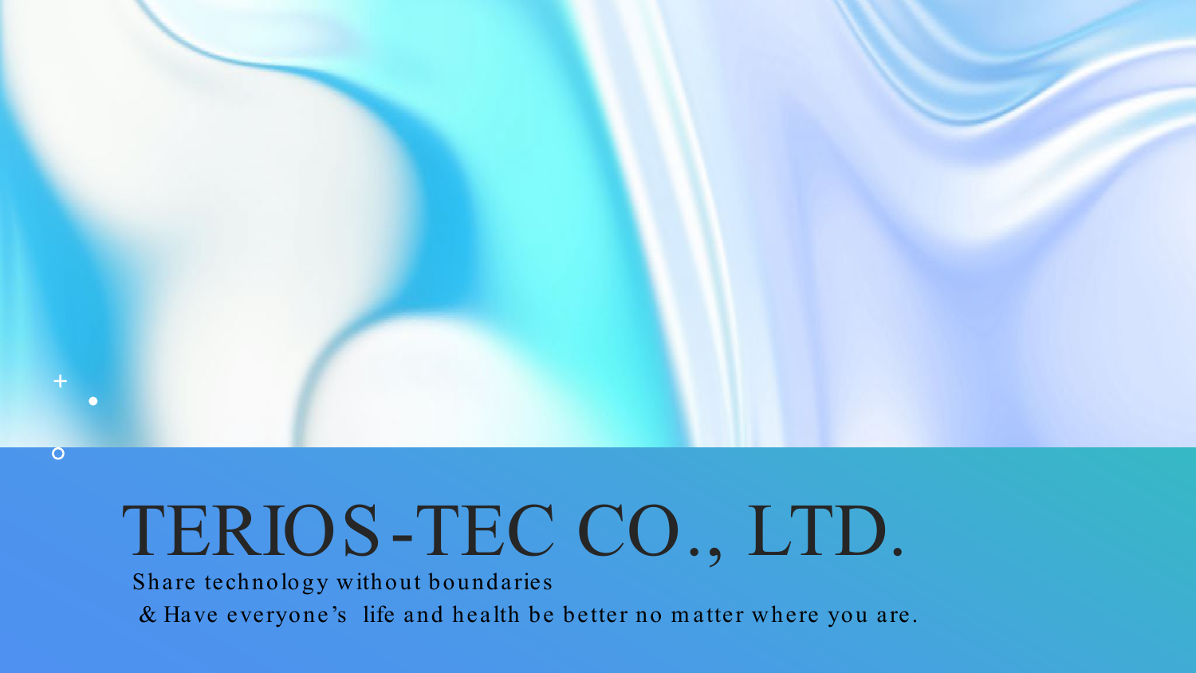# TERIOS-TEC CO., LTD.

Share technology without boundaries

& Have everyone's life and health be better no matter where you are.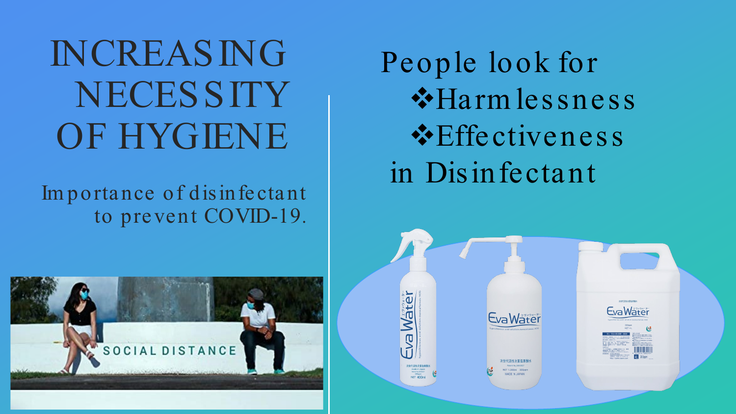# INCREASING NECESSITY OF HYGIENE

Importance of disinfectant to prevent COVID-19.

People look for

- Harmlessness
- Effectiveness

in Disinfectant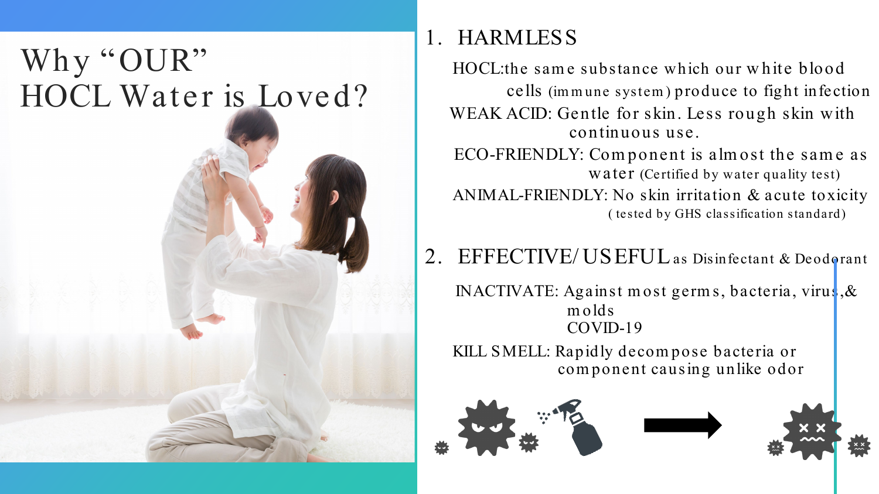# Why "OUR" HOCL Water is Loved?

1. HARMLESS

   HOCL:the same substance which our white blood cells (immune system) produce to fight infection

   WEAK ACID: Gentle for skin. Less rough skin with continuous use.

   ECO-FRIENDLY: Component is almost the same as water (Certified by water quality test)

   ANIMAL-FRIENDLY: No skin irritation & acute toxicity (tested by GHS classification standard)

2. EFFECTIVE/USEFUL as Disinfectant & Deodorant

   INACTIVATE: Against most germs, bacteria, virus,& molds COVID-19

   KILL SMELL: Rapidly decompose bacteria or component causing unlike odor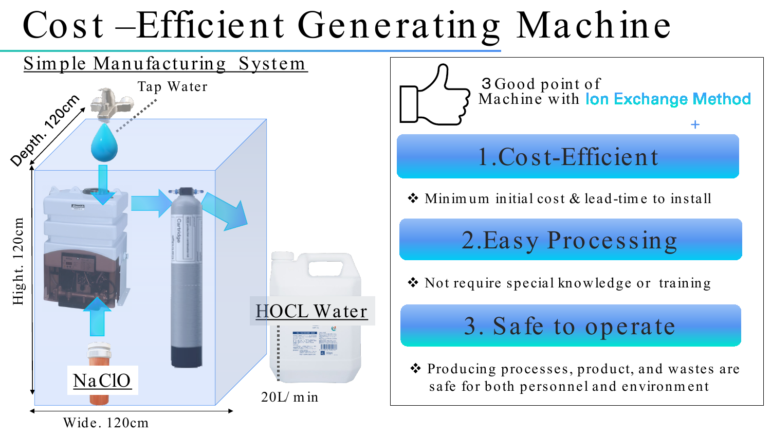# Cost –Efficient Generating Machine

## Simple Manufacturing System

Tap Water

Depth. 120cm

Hight. 120cm

Wide. 120cm

NaClO

HOCL Water

20L/ min

### 3 Good point of Machine with Ion Exchange Method +

**1.Cost-Efficient**

- Minimum initial cost & lead-time to install

**2.Easy Processing**

- Not require special knowledge or training

**3. Safe to operate**

- Producing processes, product, and wastes are safe for both personnel and environment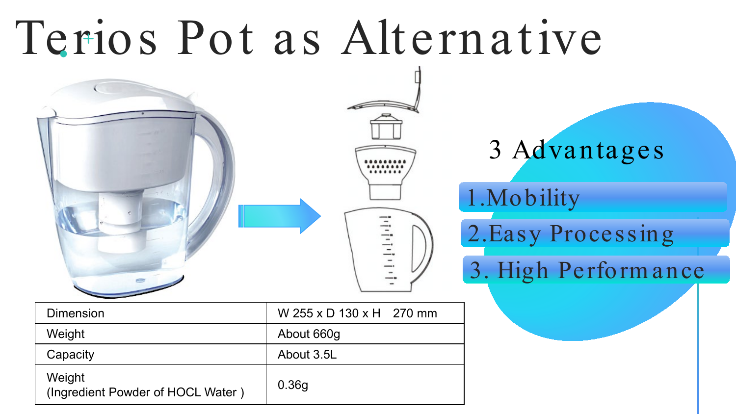# Terios Pot as Alternative

## 3 Advantages

1. Mobility
2. Easy Processing
3. High Performance

| | |
|---|---|
| Dimension | W 255 x D 130 x H 270 mm |
| Weight | About 660g |
| Capacity | About 3.5L |
| Weight (Ingredient Powder of HOCL Water ) | 0.36g |